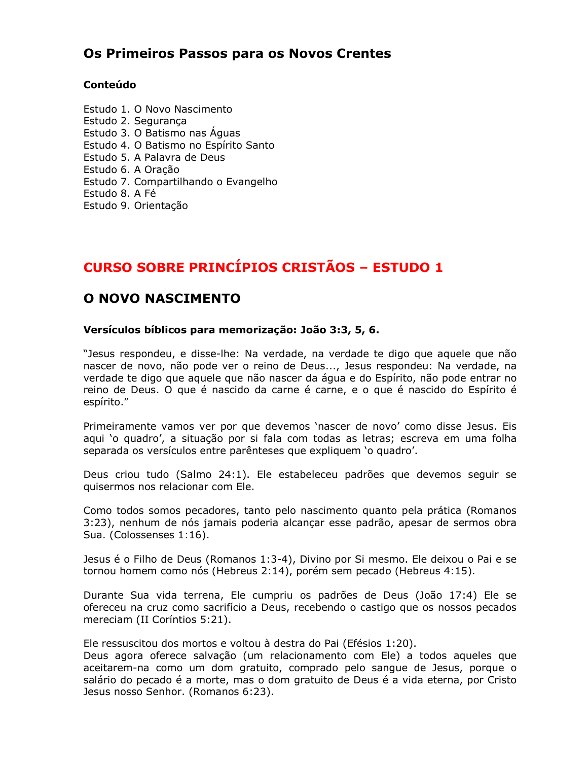# Os Primeiros Passos para os Novos Crentes

**Conteúdo**

Estudo 1. O Novo Nascimento
Estudo 2. Segurança
Estudo 3. O Batismo nas Águas
Estudo 4. O Batismo no Espírito Santo
Estudo 5. A Palavra de Deus
Estudo 6. A Oração
Estudo 7. Compartilhando o Evangelho
Estudo 8. A Fé
Estudo 9. Orientação

## CURSO SOBRE PRINCÍPIOS CRISTÃOS – ESTUDO 1

## O NOVO NASCIMENTO

**Versículos bíblicos para memorização: João 3:3, 5, 6.**

"Jesus respondeu, e disse-lhe: Na verdade, na verdade te digo que aquele que não nascer de novo, não pode ver o reino de Deus..., Jesus respondeu: Na verdade, na verdade te digo que aquele que não nascer da água e do Espírito, não pode entrar no reino de Deus. O que é nascido da carne é carne, e o que é nascido do Espírito é espírito."

Primeiramente vamos ver por que devemos 'nascer de novo' como disse Jesus. Eis aqui 'o quadro', a situação por si fala com todas as letras; escreva em uma folha separada os versículos entre parênteses que expliquem 'o quadro'.

Deus criou tudo (Salmo 24:1). Ele estabeleceu padrões que devemos seguir se quisermos nos relacionar com Ele.

Como todos somos pecadores, tanto pelo nascimento quanto pela prática (Romanos 3:23), nenhum de nós jamais poderia alcançar esse padrão, apesar de sermos obra Sua. (Colossenses 1:16).

Jesus é o Filho de Deus (Romanos 1:3-4), Divino por Si mesmo. Ele deixou o Pai e se tornou homem como nós (Hebreus 2:14), porém sem pecado (Hebreus 4:15).

Durante Sua vida terrena, Ele cumpriu os padrões de Deus (João 17:4) Ele se ofereceu na cruz como sacrifício a Deus, recebendo o castigo que os nossos pecados mereciam (II Coríntios 5:21).

Ele ressuscitou dos mortos e voltou à destra do Pai (Efésios 1:20).
Deus agora oferece salvação (um relacionamento com Ele) a todos aqueles que aceitarem-na como um dom gratuito, comprado pelo sangue de Jesus, porque o salário do pecado é a morte, mas o dom gratuito de Deus é a vida eterna, por Cristo Jesus nosso Senhor. (Romanos 6:23).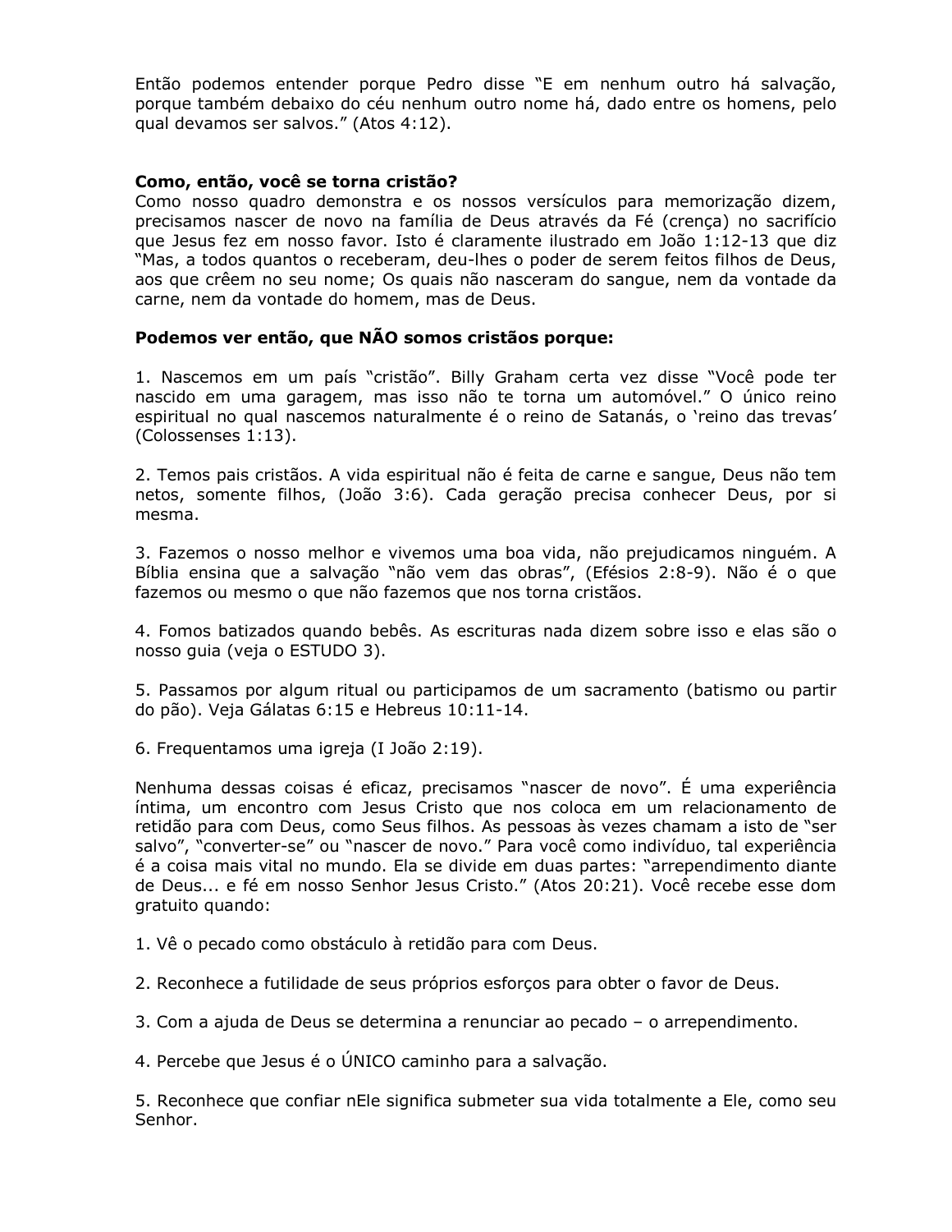Então podemos entender porque Pedro disse "E em nenhum outro há salvação, porque também debaixo do céu nenhum outro nome há, dado entre os homens, pelo qual devamos ser salvos." (Atos 4:12).

**Como, então, você se torna cristão?**

Como nosso quadro demonstra e os nossos versículos para memorização dizem, precisamos nascer de novo na família de Deus através da Fé (crença) no sacrifício que Jesus fez em nosso favor. Isto é claramente ilustrado em João 1:12-13 que diz "Mas, a todos quantos o receberam, deu-lhes o poder de serem feitos filhos de Deus, aos que crêem no seu nome; Os quais não nasceram do sangue, nem da vontade da carne, nem da vontade do homem, mas de Deus.

**Podemos ver então, que NÃO somos cristãos porque:**

1. Nascemos em um país "cristão". Billy Graham certa vez disse "Você pode ter nascido em uma garagem, mas isso não te torna um automóvel." O único reino espiritual no qual nascemos naturalmente é o reino de Satanás, o 'reino das trevas' (Colossenses 1:13).

2. Temos pais cristãos. A vida espiritual não é feita de carne e sangue, Deus não tem netos, somente filhos, (João 3:6). Cada geração precisa conhecer Deus, por si mesma.

3. Fazemos o nosso melhor e vivemos uma boa vida, não prejudicamos ninguém. A Bíblia ensina que a salvação "não vem das obras", (Efésios 2:8-9). Não é o que fazemos ou mesmo o que não fazemos que nos torna cristãos.

4. Fomos batizados quando bebês. As escrituras nada dizem sobre isso e elas são o nosso guia (veja o ESTUDO 3).

5. Passamos por algum ritual ou participamos de um sacramento (batismo ou partir do pão). Veja Gálatas 6:15 e Hebreus 10:11-14.

6. Frequentamos uma igreja (I João 2:19).

Nenhuma dessas coisas é eficaz, precisamos "nascer de novo". É uma experiência íntima, um encontro com Jesus Cristo que nos coloca em um relacionamento de retidão para com Deus, como Seus filhos. As pessoas às vezes chamam a isto de "ser salvo", "converter-se" ou "nascer de novo." Para você como indivíduo, tal experiência é a coisa mais vital no mundo. Ela se divide em duas partes: "arrependimento diante de Deus... e fé em nosso Senhor Jesus Cristo." (Atos 20:21). Você recebe esse dom gratuito quando:

1. Vê o pecado como obstáculo à retidão para com Deus.

2. Reconhece a futilidade de seus próprios esforços para obter o favor de Deus.

3. Com a ajuda de Deus se determina a renunciar ao pecado – o arrependimento.

4. Percebe que Jesus é o ÚNICO caminho para a salvação.

5. Reconhece que confiar nEle significa submeter sua vida totalmente a Ele, como seu Senhor.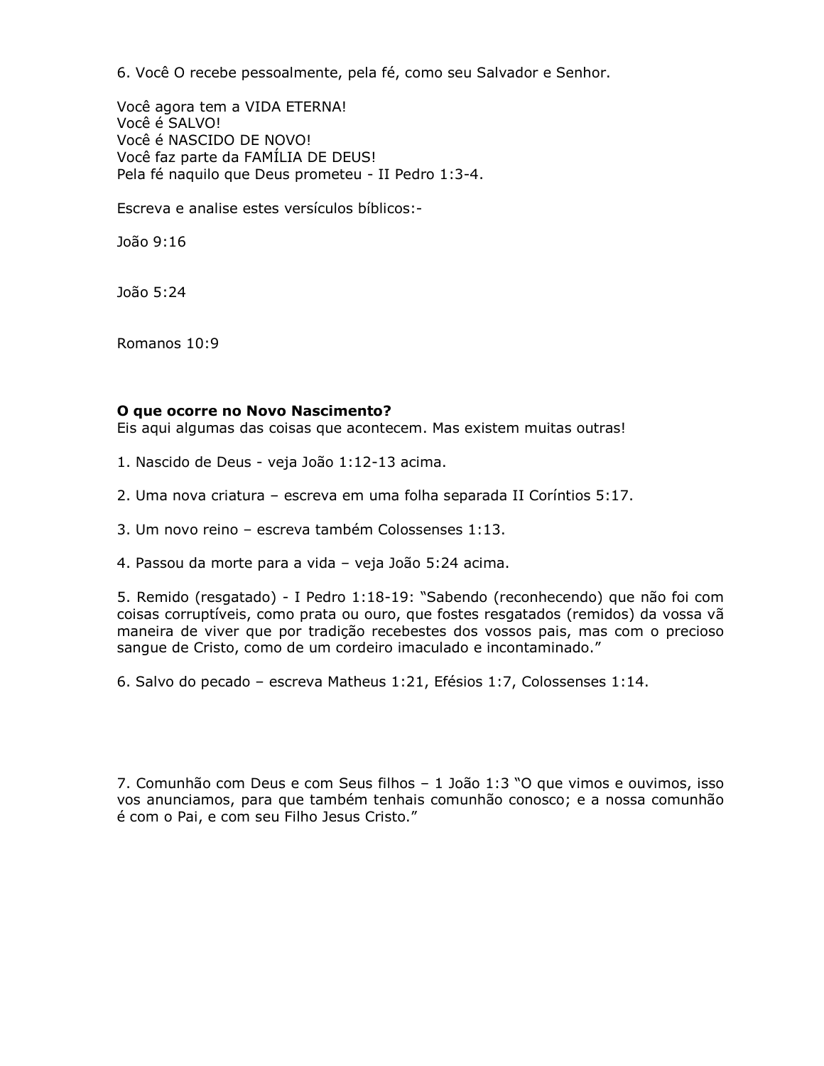6. Você O recebe pessoalmente, pela fé, como seu Salvador e Senhor.

Você agora tem a VIDA ETERNA!
Você é SALVO!
Você é NASCIDO DE NOVO!
Você faz parte da FAMÍLIA DE DEUS!
Pela fé naquilo que Deus prometeu - II Pedro 1:3-4.

Escreva e analise estes versículos bíblicos:-

João 9:16

João 5:24

Romanos 10:9

**O que ocorre no Novo Nascimento?**
Eis aqui algumas das coisas que acontecem. Mas existem muitas outras!

1. Nascido de Deus - veja João 1:12-13 acima.

2. Uma nova criatura – escreva em uma folha separada II Coríntios 5:17.

3. Um novo reino – escreva também Colossenses 1:13.

4. Passou da morte para a vida – veja João 5:24 acima.

5. Remido (resgatado) - I Pedro 1:18-19: "Sabendo (reconhecendo) que não foi com coisas corruptíveis, como prata ou ouro, que fostes resgatados (remidos) da vossa vã maneira de viver que por tradição recebestes dos vossos pais, mas com o precioso sangue de Cristo, como de um cordeiro imaculado e incontaminado."

6. Salvo do pecado – escreva Matheus 1:21, Efésios 1:7, Colossenses 1:14.

7. Comunhão com Deus e com Seus filhos – 1 João 1:3 "O que vimos e ouvimos, isso vos anunciamos, para que também tenhais comunhão conosco; e a nossa comunhão é com o Pai, e com seu Filho Jesus Cristo."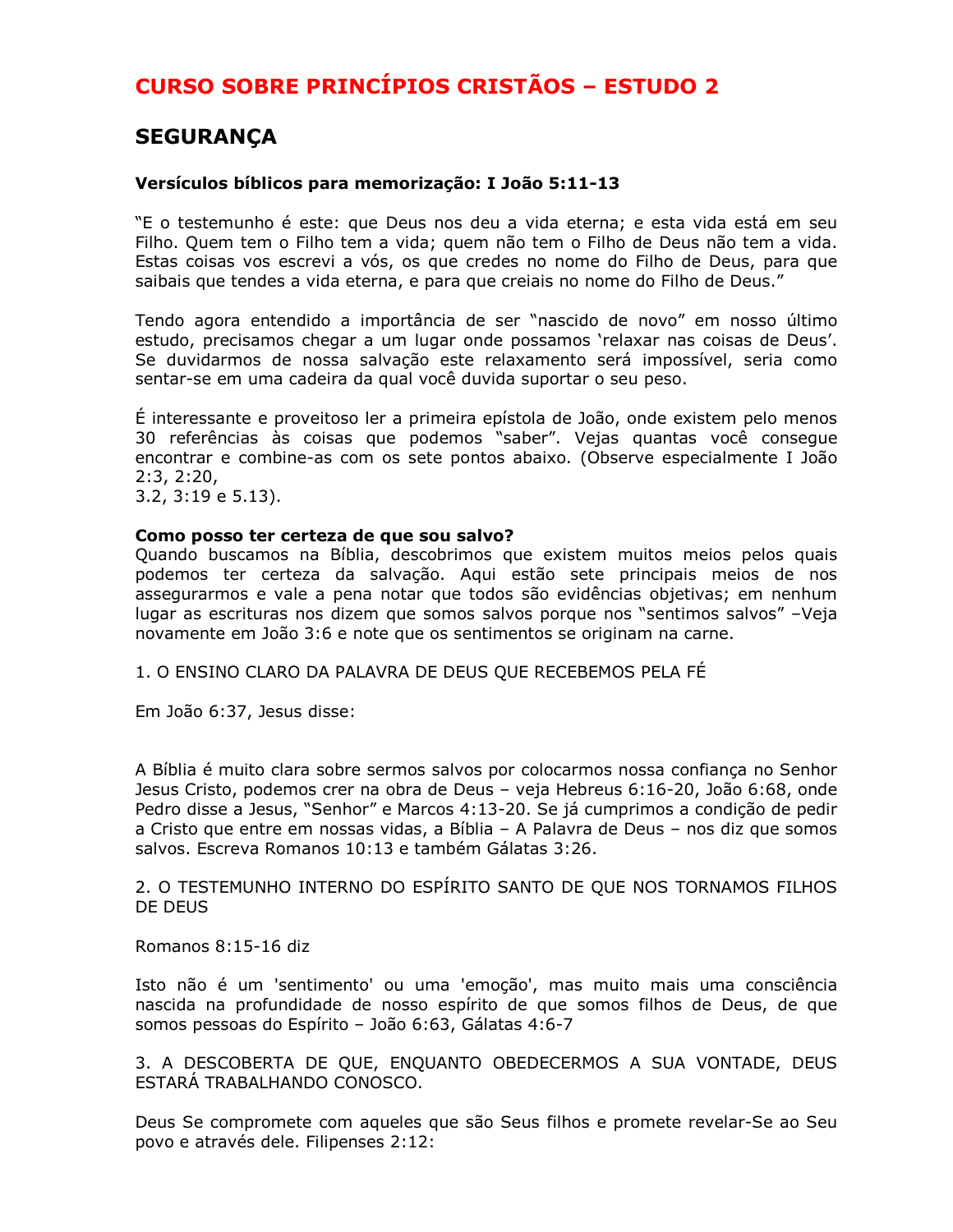# CURSO SOBRE PRINCÍPIOS CRISTÃOS – ESTUDO 2

## SEGURANÇA

**Versículos bíblicos para memorização: I João 5:11-13**

"E o testemunho é este: que Deus nos deu a vida eterna; e esta vida está em seu Filho. Quem tem o Filho tem a vida; quem não tem o Filho de Deus não tem a vida. Estas coisas vos escrevi a vós, os que credes no nome do Filho de Deus, para que saibais que tendes a vida eterna, e para que creiais no nome do Filho de Deus."

Tendo agora entendido a importância de ser "nascido de novo" em nosso último estudo, precisamos chegar a um lugar onde possamos 'relaxar nas coisas de Deus'. Se duvidarmos de nossa salvação este relaxamento será impossível, seria como sentar-se em uma cadeira da qual você duvida suportar o seu peso.

É interessante e proveitoso ler a primeira epístola de João, onde existem pelo menos 30 referências às coisas que podemos "saber". Vejas quantas você consegue encontrar e combine-as com os sete pontos abaixo. (Observe especialmente I João 2:3, 2:20,
3.2, 3:19 e 5.13).

**Como posso ter certeza de que sou salvo?**
Quando buscamos na Bíblia, descobrimos que existem muitos meios pelos quais podemos ter certeza da salvação. Aqui estão sete principais meios de nos assegurarmos e vale a pena notar que todos são evidências objetivas; em nenhum lugar as escrituras nos dizem que somos salvos porque nos "sentimos salvos" –Veja novamente em João 3:6 e note que os sentimentos se originam na carne.

1. O ENSINO CLARO DA PALAVRA DE DEUS QUE RECEBEMOS PELA FÉ

Em João 6:37, Jesus disse:

A Bíblia é muito clara sobre sermos salvos por colocarmos nossa confiança no Senhor Jesus Cristo, podemos crer na obra de Deus – veja Hebreus 6:16-20, João 6:68, onde Pedro disse a Jesus, "Senhor" e Marcos 4:13-20. Se já cumprimos a condição de pedir a Cristo que entre em nossas vidas, a Bíblia – A Palavra de Deus – nos diz que somos salvos. Escreva Romanos 10:13 e também Gálatas 3:26.

2. O TESTEMUNHO INTERNO DO ESPÍRITO SANTO DE QUE NOS TORNAMOS FILHOS DE DEUS

Romanos 8:15-16 diz

Isto não é um 'sentimento' ou uma 'emoção', mas muito mais uma consciência nascida na profundidade de nosso espírito de que somos filhos de Deus, de que somos pessoas do Espírito – João 6:63, Gálatas 4:6-7

3. A DESCOBERTA DE QUE, ENQUANTO OBEDECERMOS A SUA VONTADE, DEUS ESTARÁ TRABALHANDO CONOSCO.

Deus Se compromete com aqueles que são Seus filhos e promete revelar-Se ao Seu povo e através dele. Filipenses 2:12: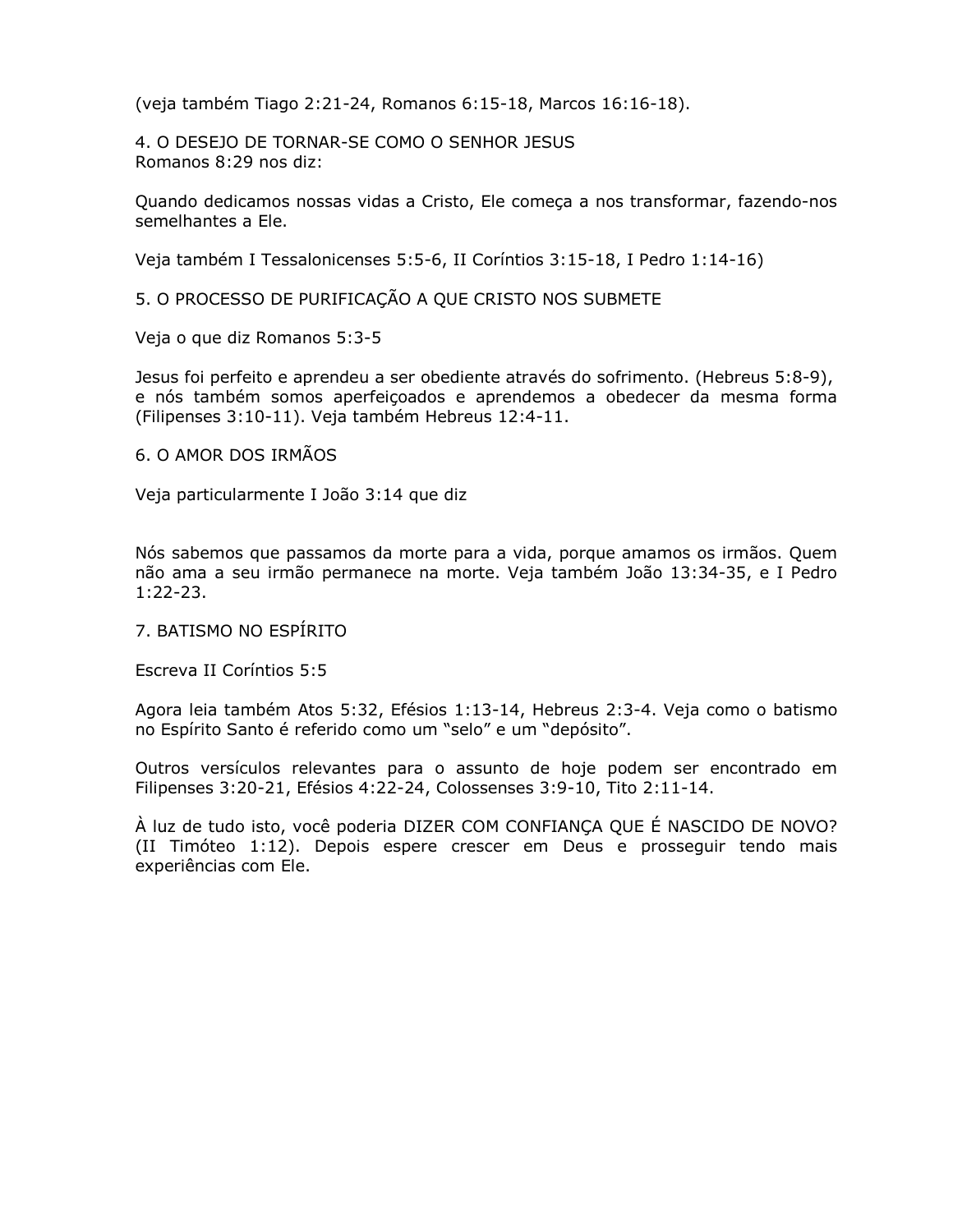(veja também Tiago 2:21-24, Romanos 6:15-18, Marcos 16:16-18).

4. O DESEJO DE TORNAR-SE COMO O SENHOR JESUS
Romanos 8:29 nos diz:

Quando dedicamos nossas vidas a Cristo, Ele começa a nos transformar, fazendo-nos semelhantes a Ele.

Veja também I Tessalonicenses 5:5-6, II Coríntios 3:15-18, I Pedro 1:14-16)

5. O PROCESSO DE PURIFICAÇÃO A QUE CRISTO NOS SUBMETE

Veja o que diz Romanos 5:3-5

Jesus foi perfeito e aprendeu a ser obediente através do sofrimento. (Hebreus 5:8-9), e nós também somos aperfeiçoados e aprendemos a obedecer da mesma forma (Filipenses 3:10-11). Veja também Hebreus 12:4-11.

6. O AMOR DOS IRMÃOS

Veja particularmente I João 3:14 que diz

Nós sabemos que passamos da morte para a vida, porque amamos os irmãos. Quem não ama a seu irmão permanece na morte. Veja também João 13:34-35, e I Pedro 1:22-23.

7. BATISMO NO ESPÍRITO

Escreva II Coríntios 5:5

Agora leia também Atos 5:32, Efésios 1:13-14, Hebreus 2:3-4. Veja como o batismo no Espírito Santo é referido como um “selo” e um “depósito”.

Outros versículos relevantes para o assunto de hoje podem ser encontrado em Filipenses 3:20-21, Efésios 4:22-24, Colossenses 3:9-10, Tito 2:11-14.

À luz de tudo isto, você poderia DIZER COM CONFIANÇA QUE É NASCIDO DE NOVO? (II Timóteo 1:12). Depois espere crescer em Deus e prosseguir tendo mais experiências com Ele.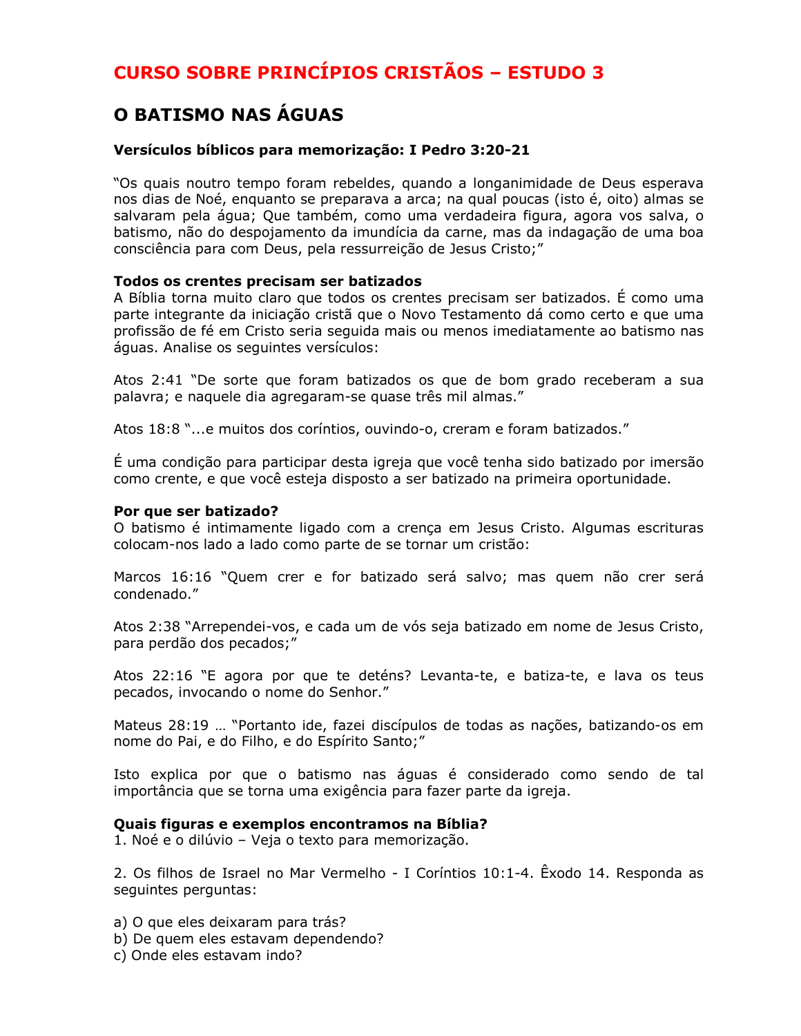# CURSO SOBRE PRINCÍPIOS CRISTÃOS – ESTUDO 3

## O BATISMO NAS ÁGUAS

**Versículos bíblicos para memorização: I Pedro 3:20-21**

"Os quais noutro tempo foram rebeldes, quando a longanimidade de Deus esperava nos dias de Noé, enquanto se preparava a arca; na qual poucas (isto é, oito) almas se salvaram pela água; Que também, como uma verdadeira figura, agora vos salva, o batismo, não do despojamento da imundícia da carne, mas da indagação de uma boa consciência para com Deus, pela ressurreição de Jesus Cristo;"

**Todos os crentes precisam ser batizados**
A Bíblia torna muito claro que todos os crentes precisam ser batizados. É como uma parte integrante da iniciação cristã que o Novo Testamento dá como certo e que uma profissão de fé em Cristo seria seguida mais ou menos imediatamente ao batismo nas águas. Analise os seguintes versículos:

Atos 2:41 "De sorte que foram batizados os que de bom grado receberam a sua palavra; e naquele dia agregaram-se quase três mil almas."

Atos 18:8 "...e muitos dos coríntios, ouvindo-o, creram e foram batizados."

É uma condição para participar desta igreja que você tenha sido batizado por imersão como crente, e que você esteja disposto a ser batizado na primeira oportunidade.

**Por que ser batizado?**
O batismo é intimamente ligado com a crença em Jesus Cristo. Algumas escrituras colocam-nos lado a lado como parte de se tornar um cristão:

Marcos 16:16 "Quem crer e for batizado será salvo; mas quem não crer será condenado."

Atos 2:38 "Arrependei-vos, e cada um de vós seja batizado em nome de Jesus Cristo, para perdão dos pecados;"

Atos 22:16 "E agora por que te deténs? Levanta-te, e batiza-te, e lava os teus pecados, invocando o nome do Senhor."

Mateus 28:19 … "Portanto ide, fazei discípulos de todas as nações, batizando-os em nome do Pai, e do Filho, e do Espírito Santo;"

Isto explica por que o batismo nas águas é considerado como sendo de tal importância que se torna uma exigência para fazer parte da igreja.

**Quais figuras e exemplos encontramos na Bíblia?**
1. Noé e o dilúvio – Veja o texto para memorização.

2. Os filhos de Israel no Mar Vermelho - I Coríntios 10:1-4. Êxodo 14. Responda as seguintes perguntas:

a) O que eles deixaram para trás?
b) De quem eles estavam dependendo?
c) Onde eles estavam indo?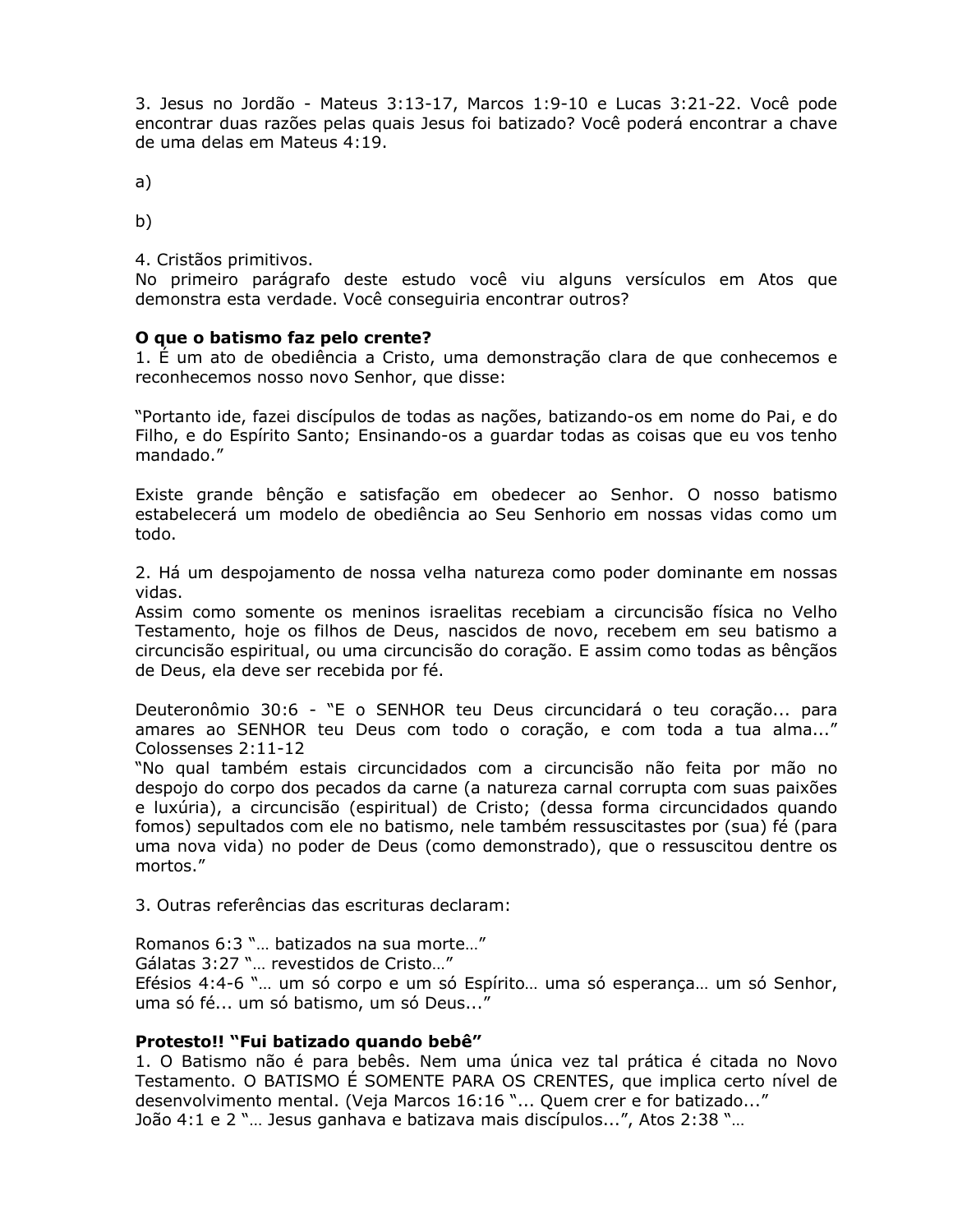3. Jesus no Jordão - Mateus 3:13-17, Marcos 1:9-10 e Lucas 3:21-22. Você pode encontrar duas razões pelas quais Jesus foi batizado? Você poderá encontrar a chave de uma delas em Mateus 4:19.

a)

b)

4. Cristãos primitivos.
No primeiro parágrafo deste estudo você viu alguns versículos em Atos que demonstra esta verdade. Você conseguiria encontrar outros?

**O que o batismo faz pelo crente?**
1. É um ato de obediência a Cristo, uma demonstração clara de que conhecemos e reconhecemos nosso novo Senhor, que disse:

"Portanto ide, fazei discípulos de todas as nações, batizando-os em nome do Pai, e do Filho, e do Espírito Santo; Ensinando-os a guardar todas as coisas que eu vos tenho mandado."

Existe grande bênção e satisfação em obedecer ao Senhor. O nosso batismo estabelecerá um modelo de obediência ao Seu Senhorio em nossas vidas como um todo.

2. Há um despojamento de nossa velha natureza como poder dominante em nossas vidas.
Assim como somente os meninos israelitas recebiam a circuncisão física no Velho Testamento, hoje os filhos de Deus, nascidos de novo, recebem em seu batismo a circuncisão espiritual, ou uma circuncisão do coração. E assim como todas as bênçãos de Deus, ela deve ser recebida por fé.

Deuteronômio 30:6 - "E o SENHOR teu Deus circuncidará o teu coração... para amares ao SENHOR teu Deus com todo o coração, e com toda a tua alma..."
Colossenses 2:11-12
"No qual também estais circuncidados com a circuncisão não feita por mão no despojo do corpo dos pecados da carne (a natureza carnal corrupta com suas paixões e luxúria), a circuncisão (espiritual) de Cristo; (dessa forma circuncidados quando fomos) sepultados com ele no batismo, nele também ressuscitastes por (sua) fé (para uma nova vida) no poder de Deus (como demonstrado), que o ressuscitou dentre os mortos."

3. Outras referências das escrituras declaram:

Romanos 6:3 "… batizados na sua morte…"
Gálatas 3:27 "… revestidos de Cristo…"
Efésios 4:4-6 "… um só corpo e um só Espírito… uma só esperança… um só Senhor, uma só fé... um só batismo, um só Deus..."

**Protesto!! "Fui batizado quando bebê"**
1. O Batismo não é para bebês. Nem uma única vez tal prática é citada no Novo Testamento. O BATISMO É SOMENTE PARA OS CRENTES, que implica certo nível de desenvolvimento mental. (Veja Marcos 16:16 "... Quem crer e for batizado..."
João 4:1 e 2 "… Jesus ganhava e batizava mais discípulos...", Atos 2:38 "…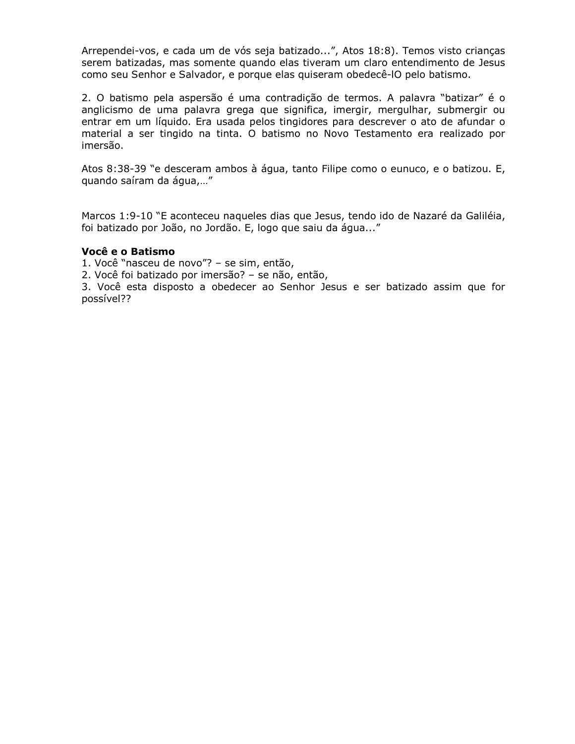Arrependei-vos, e cada um de vós seja batizado...", Atos 18:8). Temos visto crianças serem batizadas, mas somente quando elas tiveram um claro entendimento de Jesus como seu Senhor e Salvador, e porque elas quiseram obedecê-lO pelo batismo.

2. O batismo pela aspersão é uma contradição de termos. A palavra "batizar" é o anglicismo de uma palavra grega que significa, imergir, mergulhar, submergir ou entrar em um líquido. Era usada pelos tingidores para descrever o ato de afundar o material a ser tingido na tinta. O batismo no Novo Testamento era realizado por imersão.

Atos 8:38-39 "e desceram ambos à água, tanto Filipe como o eunuco, e o batizou. E, quando saíram da água,…"

Marcos 1:9-10 "E aconteceu naqueles dias que Jesus, tendo ido de Nazaré da Galiléia, foi batizado por João, no Jordão. E, logo que saiu da água..."

**Você e o Batismo**

1. Você "nasceu de novo"? – se sim, então,
2. Você foi batizado por imersão? – se não, então,
3. Você esta disposto a obedecer ao Senhor Jesus e ser batizado assim que for possível??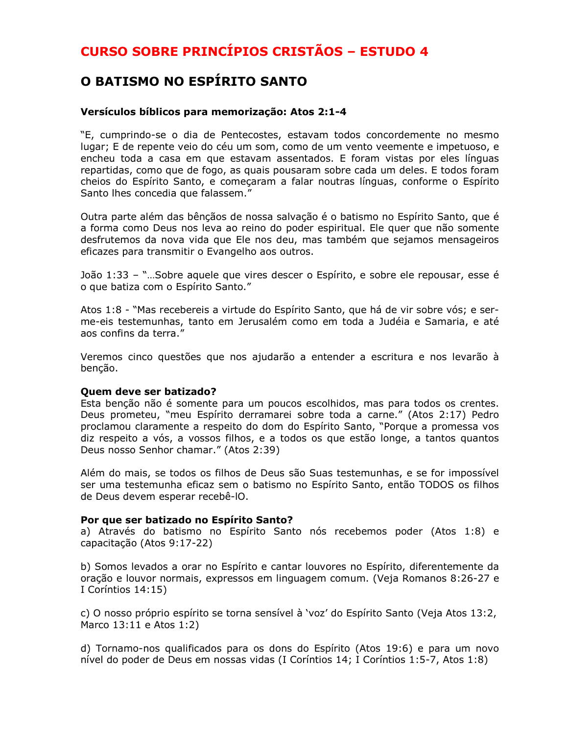# CURSO SOBRE PRINCÍPIOS CRISTÃOS – ESTUDO 4

## O BATISMO NO ESPÍRITO SANTO

**Versículos bíblicos para memorização: Atos 2:1-4**

"E, cumprindo-se o dia de Pentecostes, estavam todos concordemente no mesmo lugar; E de repente veio do céu um som, como de um vento veemente e impetuoso, e encheu toda a casa em que estavam assentados. E foram vistas por eles línguas repartidas, como que de fogo, as quais pousaram sobre cada um deles. E todos foram cheios do Espírito Santo, e começaram a falar noutras línguas, conforme o Espírito Santo lhes concedia que falassem."

Outra parte além das bênçãos de nossa salvação é o batismo no Espírito Santo, que é a forma como Deus nos leva ao reino do poder espiritual. Ele quer que não somente desfrutemos da nova vida que Ele nos deu, mas também que sejamos mensageiros eficazes para transmitir o Evangelho aos outros.

João 1:33 – "…Sobre aquele que vires descer o Espírito, e sobre ele repousar, esse é o que batiza com o Espírito Santo."

Atos 1:8 - "Mas recebereis a virtude do Espírito Santo, que há de vir sobre vós; e ser-me-eis testemunhas, tanto em Jerusalém como em toda a Judéia e Samaria, e até aos confins da terra."

Veremos cinco questões que nos ajudarão a entender a escritura e nos levarão à benção.

**Quem deve ser batizado?**
Esta benção não é somente para um poucos escolhidos, mas para todos os crentes. Deus prometeu, "meu Espírito derramarei sobre toda a carne." (Atos 2:17) Pedro proclamou claramente a respeito do dom do Espírito Santo, "Porque a promessa vos diz respeito a vós, a vossos filhos, e a todos os que estão longe, a tantos quantos Deus nosso Senhor chamar." (Atos 2:39)

Além do mais, se todos os filhos de Deus são Suas testemunhas, e se for impossível ser uma testemunha eficaz sem o batismo no Espírito Santo, então TODOS os filhos de Deus devem esperar recebê-lO.

**Por que ser batizado no Espírito Santo?**
a) Através do batismo no Espírito Santo nós recebemos poder (Atos 1:8) e capacitação (Atos 9:17-22)

b) Somos levados a orar no Espírito e cantar louvores no Espírito, diferentemente da oração e louvor normais, expressos em linguagem comum. (Veja Romanos 8:26-27 e I Coríntios 14:15)

c) O nosso próprio espírito se torna sensível à 'voz' do Espírito Santo (Veja Atos 13:2, Marco 13:11 e Atos 1:2)

d) Tornamo-nos qualificados para os dons do Espírito (Atos 19:6) e para um novo nível do poder de Deus em nossas vidas (I Coríntios 14; I Coríntios 1:5-7, Atos 1:8)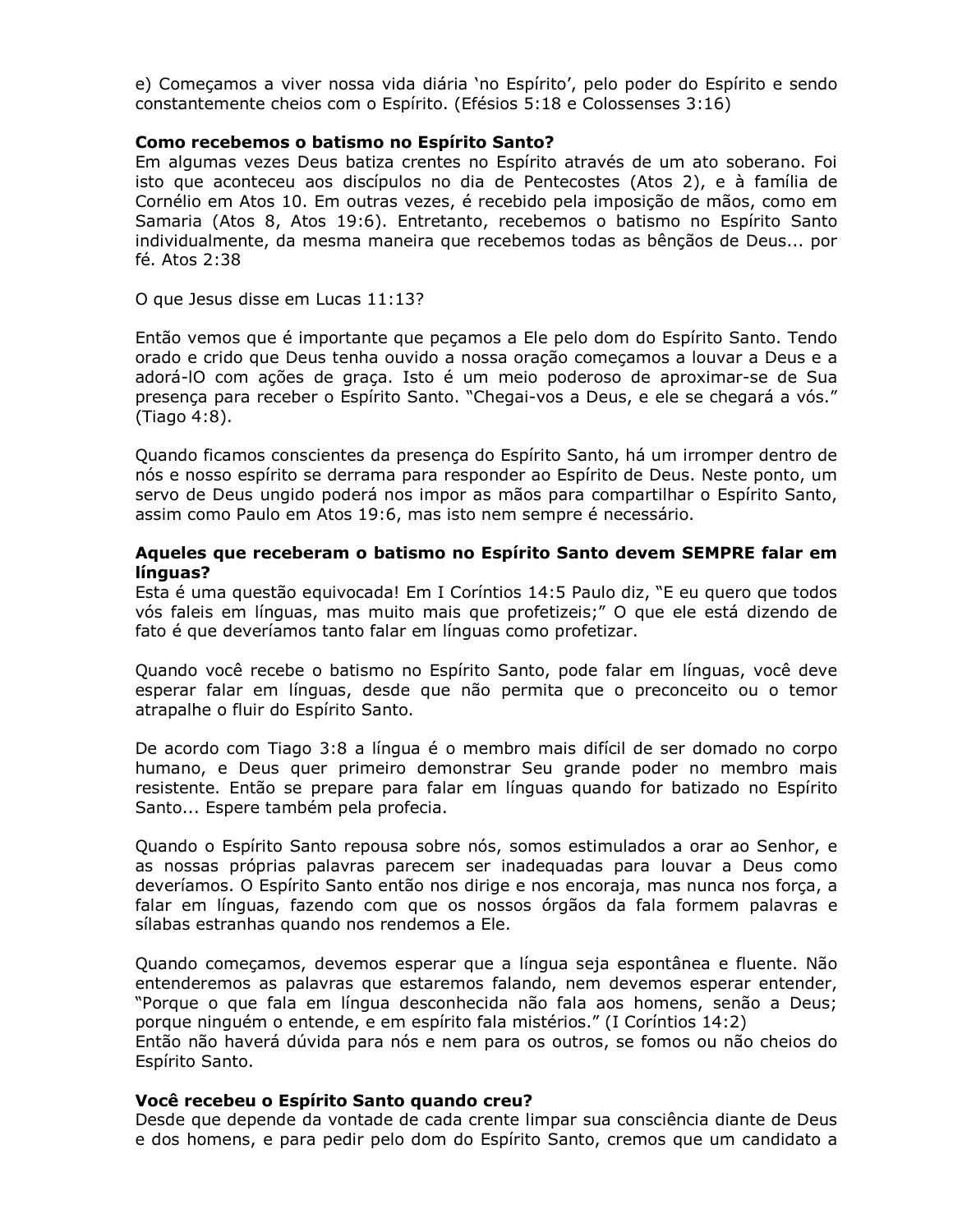e) Começamos a viver nossa vida diária 'no Espírito', pelo poder do Espírito e sendo constantemente cheios com o Espírito. (Efésios 5:18 e Colossenses 3:16)

**Como recebemos o batismo no Espírito Santo?**

Em algumas vezes Deus batiza crentes no Espírito através de um ato soberano. Foi isto que aconteceu aos discípulos no dia de Pentecostes (Atos 2), e à família de Cornélio em Atos 10. Em outras vezes, é recebido pela imposição de mãos, como em Samaria (Atos 8, Atos 19:6). Entretanto, recebemos o batismo no Espírito Santo individualmente, da mesma maneira que recebemos todas as bênçãos de Deus... por fé. Atos 2:38

O que Jesus disse em Lucas 11:13?

Então vemos que é importante que peçamos a Ele pelo dom do Espírito Santo. Tendo orado e crido que Deus tenha ouvido a nossa oração começamos a louvar a Deus e a adorá-lO com ações de graça. Isto é um meio poderoso de aproximar-se de Sua presença para receber o Espírito Santo. "Chegai-vos a Deus, e ele se chegará a vós." (Tiago 4:8).

Quando ficamos conscientes da presença do Espírito Santo, há um irromper dentro de nós e nosso espírito se derrama para responder ao Espírito de Deus. Neste ponto, um servo de Deus ungido poderá nos impor as mãos para compartilhar o Espírito Santo, assim como Paulo em Atos 19:6, mas isto nem sempre é necessário.

**Aqueles que receberam o batismo no Espírito Santo devem SEMPRE falar em línguas?**

Esta é uma questão equivocada! Em I Coríntios 14:5 Paulo diz, "E eu quero que todos vós faleis em línguas, mas muito mais que profetizeis;" O que ele está dizendo de fato é que deveríamos tanto falar em línguas como profetizar.

Quando você recebe o batismo no Espírito Santo, pode falar em línguas, você deve esperar falar em línguas, desde que não permita que o preconceito ou o temor atrapalhe o fluir do Espírito Santo.

De acordo com Tiago 3:8 a língua é o membro mais difícil de ser domado no corpo humano, e Deus quer primeiro demonstrar Seu grande poder no membro mais resistente. Então se prepare para falar em línguas quando for batizado no Espírito Santo... Espere também pela profecia.

Quando o Espírito Santo repousa sobre nós, somos estimulados a orar ao Senhor, e as nossas próprias palavras parecem ser inadequadas para louvar a Deus como deveríamos. O Espírito Santo então nos dirige e nos encoraja, mas nunca nos força, a falar em línguas, fazendo com que os nossos órgãos da fala formem palavras e sílabas estranhas quando nos rendemos a Ele.

Quando começamos, devemos esperar que a língua seja espontânea e fluente. Não entenderemos as palavras que estaremos falando, nem devemos esperar entender, "Porque o que fala em língua desconhecida não fala aos homens, senão a Deus; porque ninguém o entende, e em espírito fala mistérios." (I Coríntios 14:2)
Então não haverá dúvida para nós e nem para os outros, se fomos ou não cheios do Espírito Santo.

**Você recebeu o Espírito Santo quando creu?**

Desde que depende da vontade de cada crente limpar sua consciência diante de Deus e dos homens, e para pedir pelo dom do Espírito Santo, cremos que um candidato a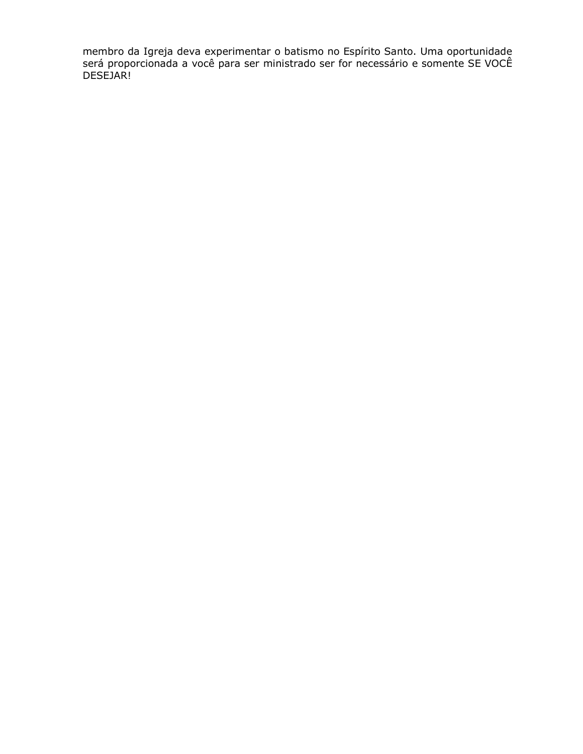membro da Igreja deva experimentar o batismo no Espírito Santo. Uma oportunidade será proporcionada a você para ser ministrado ser for necessário e somente SE VOCÊ DESEJAR!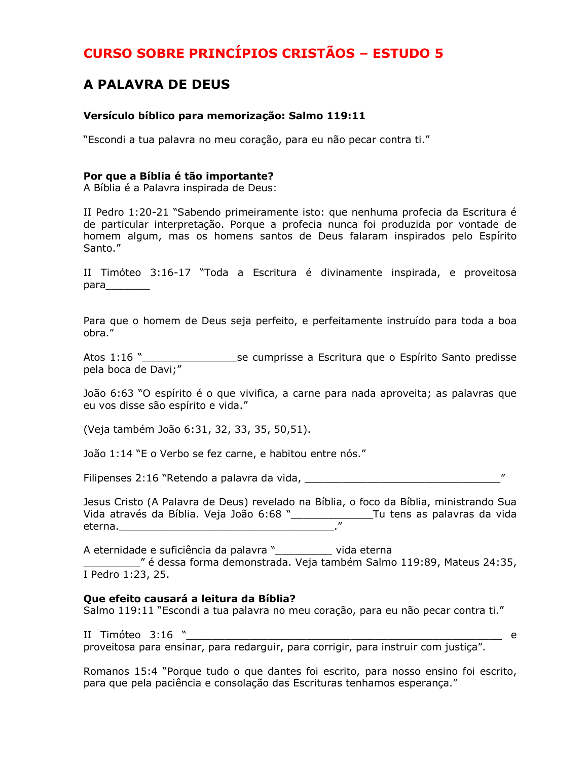# CURSO SOBRE PRINCÍPIOS CRISTÃOS – ESTUDO 5

## A PALAVRA DE DEUS

**Versículo bíblico para memorização: Salmo 119:11**

"Escondi a tua palavra no meu coração, para eu não pecar contra ti."

**Por que a Bíblia é tão importante?**
A Bíblia é a Palavra inspirada de Deus:

II Pedro 1:20-21 "Sabendo primeiramente isto: que nenhuma profecia da Escritura é de particular interpretação. Porque a profecia nunca foi produzida por vontade de homem algum, mas os homens santos de Deus falaram inspirados pelo Espírito Santo."

II Timóteo 3:16-17 "Toda a Escritura é divinamente inspirada, e proveitosa para_______

Para que o homem de Deus seja perfeito, e perfeitamente instruído para toda a boa obra."

Atos 1:16 "_______________se cumprisse a Escritura que o Espírito Santo predisse pela boca de Davi;"

João 6:63 "O espírito é o que vivifica, a carne para nada aproveita; as palavras que eu vos disse são espírito e vida."

(Veja também João 6:31, 32, 33, 35, 50,51).

João 1:14 "E o Verbo se fez carne, e habitou entre nós."

Filipenses 2:16 "Retendo a palavra da vida, ________________________________"

Jesus Cristo (A Palavra de Deus) revelado na Bíblia, o foco da Bíblia, ministrando Sua Vida através da Bíblia. Veja João 6:68 "_____________Tu tens as palavras da vida eterna.___________________________________."

A eternidade e suficiência da palavra "_________ vida eterna _________" é dessa forma demonstrada. Veja também Salmo 119:89, Mateus 24:35, I Pedro 1:23, 25.

**Que efeito causará a leitura da Bíblia?**
Salmo 119:11 "Escondi a tua palavra no meu coração, para eu não pecar contra ti."

II Timóteo 3:16 "_____________________________________________________ e proveitosa para ensinar, para redarguir, para corrigir, para instruir com justiça".

Romanos 15:4 "Porque tudo o que dantes foi escrito, para nosso ensino foi escrito, para que pela paciência e consolação das Escrituras tenhamos esperança."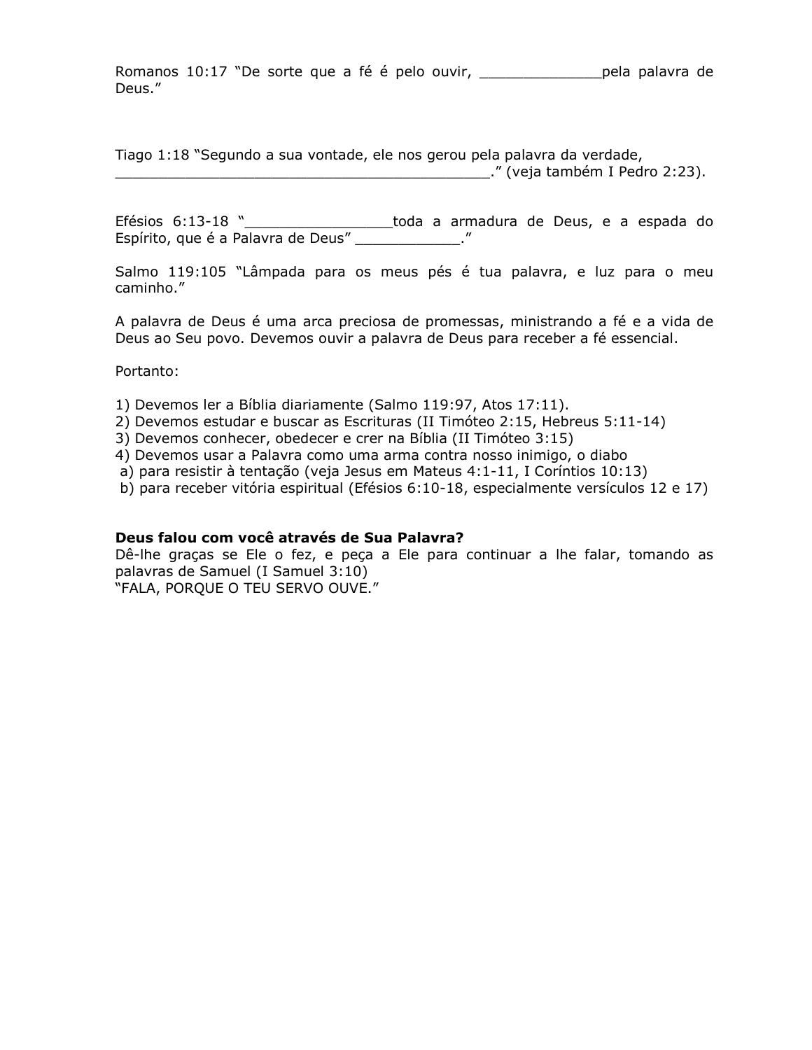Romanos 10:17 “De sorte que a fé é pelo ouvir, ______________pela palavra de Deus.”

Tiago 1:18 “Segundo a sua vontade, ele nos gerou pela palavra da verdade, ____________________________________________.” (veja também I Pedro 2:23).

Efésios 6:13-18 “_________________toda a armadura de Deus, e a espada do Espírito, que é a Palavra de Deus” ____________.”

Salmo 119:105 “Lâmpada para os meus pés é tua palavra, e luz para o meu caminho.”

A palavra de Deus é uma arca preciosa de promessas, ministrando a fé e a vida de Deus ao Seu povo. Devemos ouvir a palavra de Deus para receber a fé essencial.

Portanto:

1) Devemos ler a Bíblia diariamente (Salmo 119:97, Atos 17:11).
2) Devemos estudar e buscar as Escrituras (II Timóteo 2:15, Hebreus 5:11-14)
3) Devemos conhecer, obedecer e crer na Bíblia (II Timóteo 3:15)
4) Devemos usar a Palavra como uma arma contra nosso inimigo, o diabo
 a) para resistir à tentação (veja Jesus em Mateus 4:1-11, I Coríntios 10:13)
 b) para receber vitória espiritual (Efésios 6:10-18, especialmente versículos 12 e 17)

**Deus falou com você através de Sua Palavra?**
Dê-lhe graças se Ele o fez, e peça a Ele para continuar a lhe falar, tomando as palavras de Samuel (I Samuel 3:10)
“FALA, PORQUE O TEU SERVO OUVE.”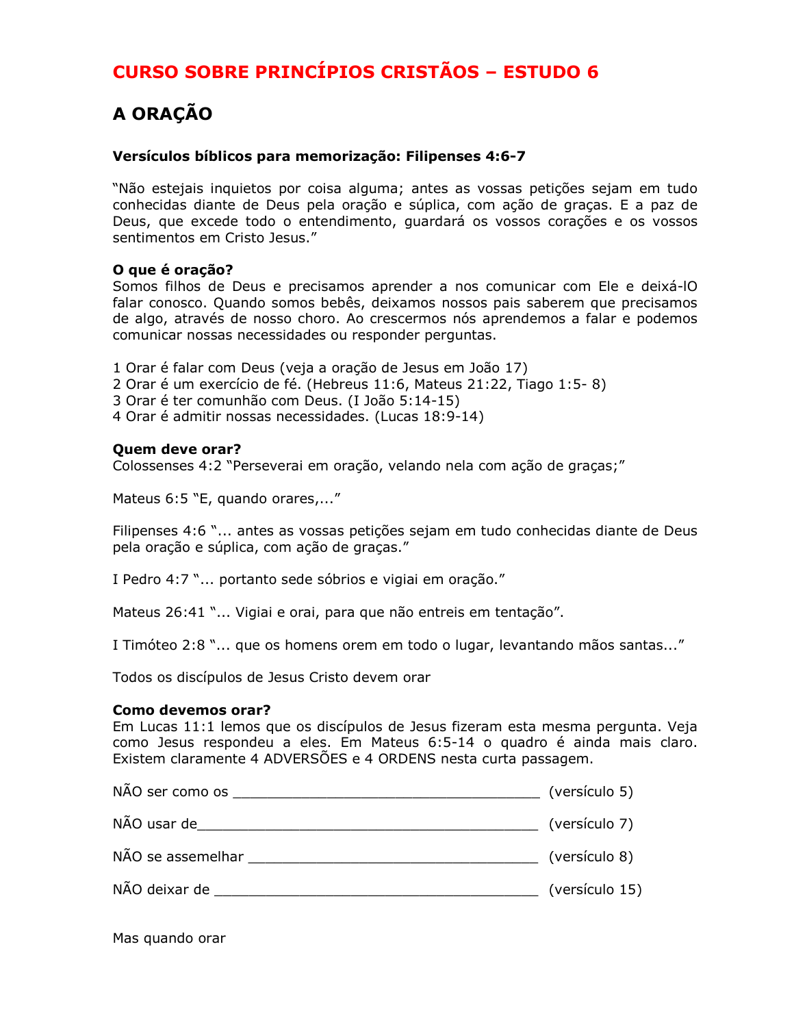# CURSO SOBRE PRINCÍPIOS CRISTÃOS – ESTUDO 6

## A ORAÇÃO

**Versículos bíblicos para memorização: Filipenses 4:6-7**

"Não estejais inquietos por coisa alguma; antes as vossas petições sejam em tudo conhecidas diante de Deus pela oração e súplica, com ação de graças. E a paz de Deus, que excede todo o entendimento, guardará os vossos corações e os vossos sentimentos em Cristo Jesus."

**O que é oração?**
Somos filhos de Deus e precisamos aprender a nos comunicar com Ele e deixá-lO falar conosco. Quando somos bebês, deixamos nossos pais saberem que precisamos de algo, através de nosso choro. Ao crescermos nós aprendemos a falar e podemos comunicar nossas necessidades ou responder perguntas.

1 Orar é falar com Deus (veja a oração de Jesus em João 17)
2 Orar é um exercício de fé. (Hebreus 11:6, Mateus 21:22, Tiago 1:5- 8)
3 Orar é ter comunhão com Deus. (I João 5:14-15)
4 Orar é admitir nossas necessidades. (Lucas 18:9-14)

**Quem deve orar?**
Colossenses 4:2 "Perseverai em oração, velando nela com ação de graças;"

Mateus 6:5 "E, quando orares,..."

Filipenses 4:6 "... antes as vossas petições sejam em tudo conhecidas diante de Deus pela oração e súplica, com ação de graças."

I Pedro 4:7 "... portanto sede sóbrios e vigiai em oração."

Mateus 26:41 "... Vigiai e orai, para que não entreis em tentação".

I Timóteo 2:8 "... que os homens orem em todo o lugar, levantando mãos santas..."

Todos os discípulos de Jesus Cristo devem orar

**Como devemos orar?**
Em Lucas 11:1 lemos que os discípulos de Jesus fizeram esta mesma pergunta. Veja como Jesus respondeu a eles. Em Mateus 6:5-14 o quadro é ainda mais claro. Existem claramente 4 ADVERSÕES e 4 ORDENS nesta curta passagem.

NÃO ser como os ______________________________________ (versículo 5)

NÃO usar de__________________________________________ (versículo 7)

NÃO se assemelhar ____________________________________ (versículo 8)

NÃO deixar de ________________________________________ (versículo 15)

Mas quando orar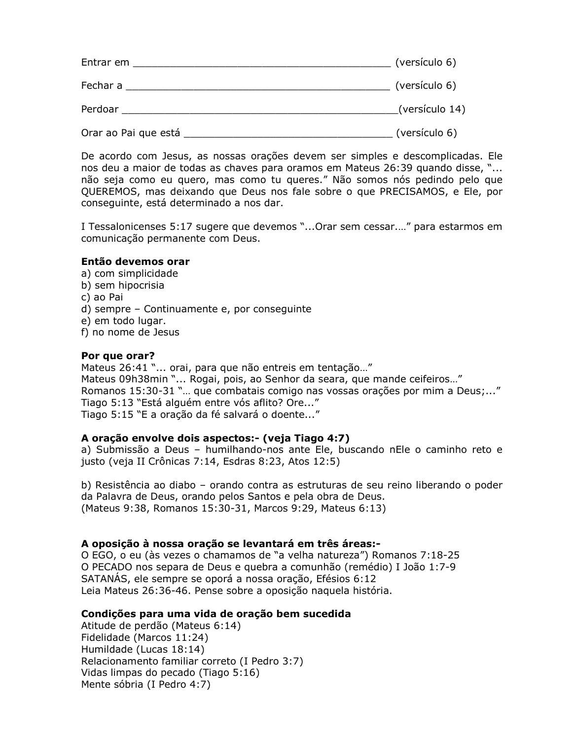Entrar em ____________________________________________ (versículo 6)

Fechar a _____________________________________________ (versículo 6)

Perdoar _______________________________________________(versículo 14)

Orar ao Pai que está ___________________________________ (versículo 6)

De acordo com Jesus, as nossas orações devem ser simples e descomplicadas. Ele nos deu a maior de todas as chaves para oramos em Mateus 26:39 quando disse, "... não seja como eu quero, mas como tu queres." Não somos nós pedindo pelo que QUEREMOS, mas deixando que Deus nos fale sobre o que PRECISAMOS, e Ele, por conseguinte, está determinado a nos dar.

I Tessalonicenses 5:17 sugere que devemos "...Orar sem cessar...." para estarmos em comunicação permanente com Deus.

**Então devemos orar**

a) com simplicidade
b) sem hipocrisia
c) ao Pai
d) sempre – Continuamente e, por conseguinte
e) em todo lugar.
f) no nome de Jesus

**Por que orar?**

Mateus 26:41 "... orai, para que não entreis em tentação..."
Mateus 09h38min "... Rogai, pois, ao Senhor da seara, que mande ceifeiros..."
Romanos 15:30-31 "... que combatais comigo nas vossas orações por mim a Deus;..."
Tiago 5:13 "Está alguém entre vós aflito? Ore..."
Tiago 5:15 "E a oração da fé salvará o doente..."

**A oração envolve dois aspectos:- (veja Tiago 4:7)**

a) Submissão a Deus – humilhando-nos ante Ele, buscando nEle o caminho reto e justo (veja II Crônicas 7:14, Esdras 8:23, Atos 12:5)

b) Resistência ao diabo – orando contra as estruturas de seu reino liberando o poder da Palavra de Deus, orando pelos Santos e pela obra de Deus.
(Mateus 9:38, Romanos 15:30-31, Marcos 9:29, Mateus 6:13)

**A oposição à nossa oração se levantará em três áreas:-**

O EGO, o eu (às vezes o chamamos de "a velha natureza") Romanos 7:18-25
O PECADO nos separa de Deus e quebra a comunhão (remédio) I João 1:7-9
SATANÁS, ele sempre se oporá a nossa oração, Efésios 6:12
Leia Mateus 26:36-46. Pense sobre a oposição naquela história.

**Condições para uma vida de oração bem sucedida**

Atitude de perdão (Mateus 6:14)
Fidelidade (Marcos 11:24)
Humildade (Lucas 18:14)
Relacionamento familiar correto (I Pedro 3:7)
Vidas limpas do pecado (Tiago 5:16)
Mente sóbria (I Pedro 4:7)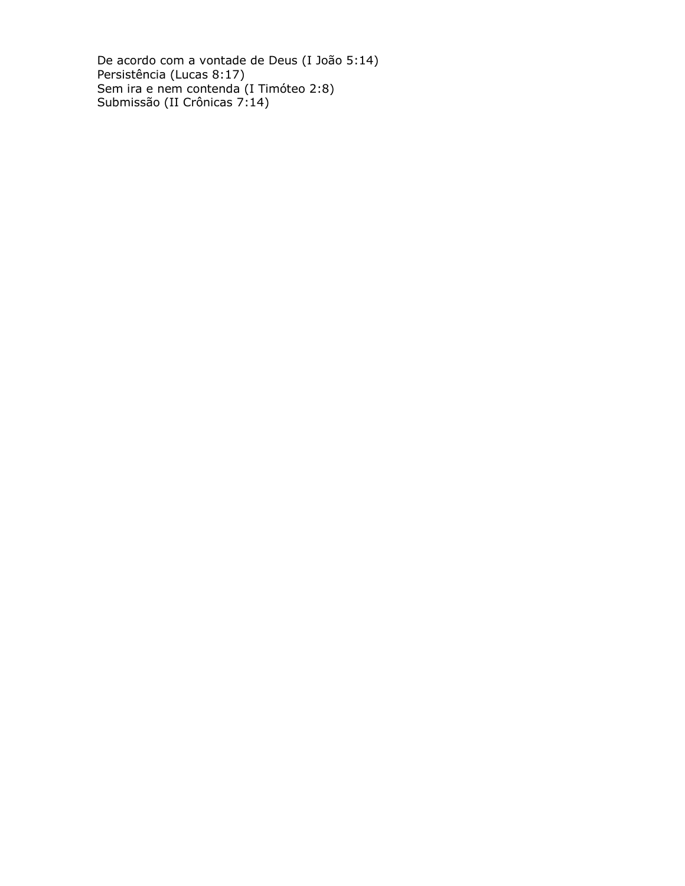De acordo com a vontade de Deus (I João 5:14)
Persistência (Lucas 8:17)
Sem ira e nem contenda (I Timóteo 2:8)
Submissão (II Crônicas 7:14)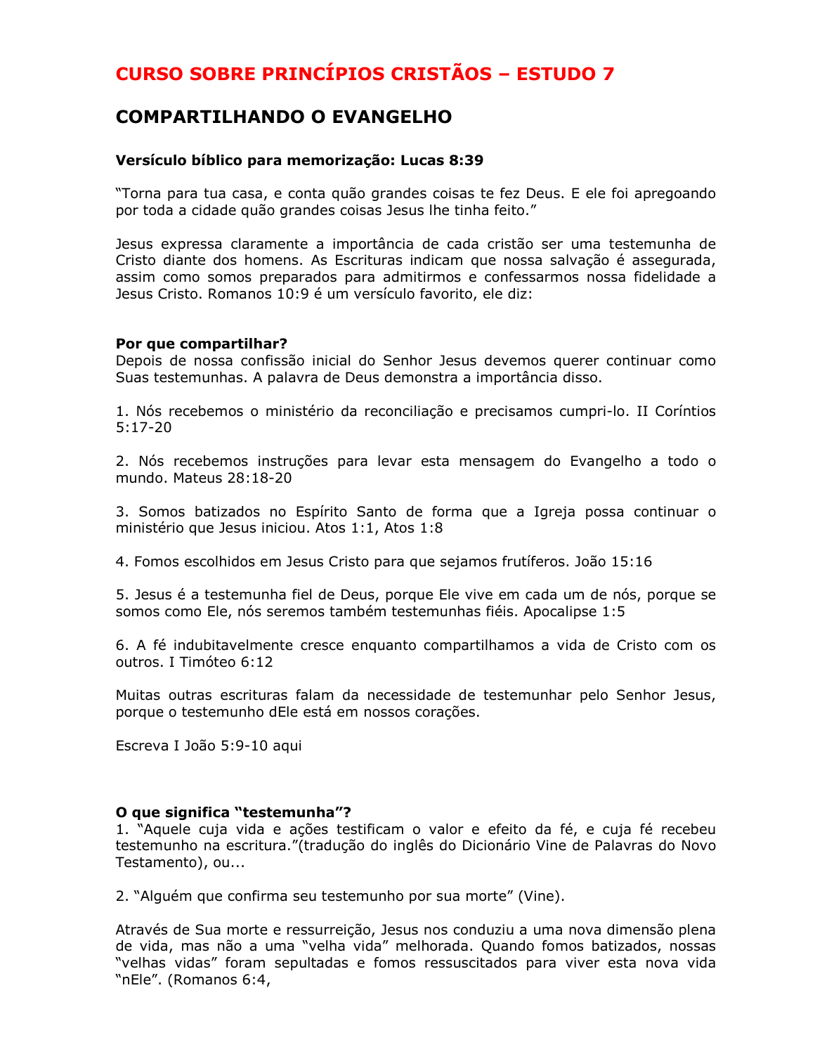# CURSO SOBRE PRINCÍPIOS CRISTÃOS – ESTUDO 7

## COMPARTILHANDO O EVANGELHO

**Versículo bíblico para memorização: Lucas 8:39**

"Torna para tua casa, e conta quão grandes coisas te fez Deus. E ele foi apregoando por toda a cidade quão grandes coisas Jesus lhe tinha feito."

Jesus expressa claramente a importância de cada cristão ser uma testemunha de Cristo diante dos homens. As Escrituras indicam que nossa salvação é assegurada, assim como somos preparados para admitirmos e confessarmos nossa fidelidade a Jesus Cristo. Romanos 10:9 é um versículo favorito, ele diz:

**Por que compartilhar?**
Depois de nossa confissão inicial do Senhor Jesus devemos querer continuar como Suas testemunhas. A palavra de Deus demonstra a importância disso.

1. Nós recebemos o ministério da reconciliação e precisamos cumpri-lo. II Coríntios 5:17-20

2. Nós recebemos instruções para levar esta mensagem do Evangelho a todo o mundo. Mateus 28:18-20

3. Somos batizados no Espírito Santo de forma que a Igreja possa continuar o ministério que Jesus iniciou. Atos 1:1, Atos 1:8

4. Fomos escolhidos em Jesus Cristo para que sejamos frutíferos. João 15:16

5. Jesus é a testemunha fiel de Deus, porque Ele vive em cada um de nós, porque se somos como Ele, nós seremos também testemunhas fiéis. Apocalipse 1:5

6. A fé indubitavelmente cresce enquanto compartilhamos a vida de Cristo com os outros. I Timóteo 6:12

Muitas outras escrituras falam da necessidade de testemunhar pelo Senhor Jesus, porque o testemunho dEle está em nossos corações.

Escreva I João 5:9-10 aqui

**O que significa "testemunha"?**
1. "Aquele cuja vida e ações testificam o valor e efeito da fé, e cuja fé recebeu testemunho na escritura."(tradução do inglês do Dicionário Vine de Palavras do Novo Testamento), ou...

2. "Alguém que confirma seu testemunho por sua morte" (Vine).

Através de Sua morte e ressurreição, Jesus nos conduziu a uma nova dimensão plena de vida, mas não a uma "velha vida" melhorada. Quando fomos batizados, nossas "velhas vidas" foram sepultadas e fomos ressuscitados para viver esta nova vida "nEle". (Romanos 6:4,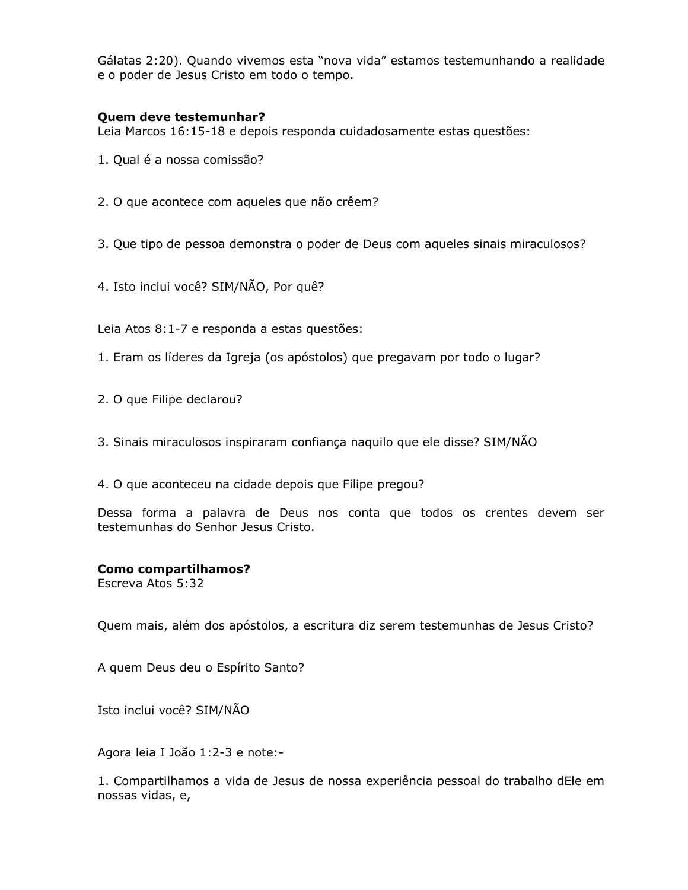Gálatas 2:20). Quando vivemos esta "nova vida" estamos testemunhando a realidade e o poder de Jesus Cristo em todo o tempo.

**Quem deve testemunhar?**
Leia Marcos 16:15-18 e depois responda cuidadosamente estas questões:

1. Qual é a nossa comissão?

2. O que acontece com aqueles que não crêem?

3. Que tipo de pessoa demonstra o poder de Deus com aqueles sinais miraculosos?

4. Isto inclui você? SIM/NÃO, Por quê?

Leia Atos 8:1-7 e responda a estas questões:

1. Eram os líderes da Igreja (os apóstolos) que pregavam por todo o lugar?

2. O que Filipe declarou?

3. Sinais miraculosos inspiraram confiança naquilo que ele disse? SIM/NÃO

4. O que aconteceu na cidade depois que Filipe pregou?

Dessa forma a palavra de Deus nos conta que todos os crentes devem ser testemunhas do Senhor Jesus Cristo.

**Como compartilhamos?**
Escreva Atos 5:32

Quem mais, além dos apóstolos, a escritura diz serem testemunhas de Jesus Cristo?

A quem Deus deu o Espírito Santo?

Isto inclui você? SIM/NÃO

Agora leia I João 1:2-3 e note:-

1. Compartilhamos a vida de Jesus de nossa experiência pessoal do trabalho dEle em nossas vidas, e,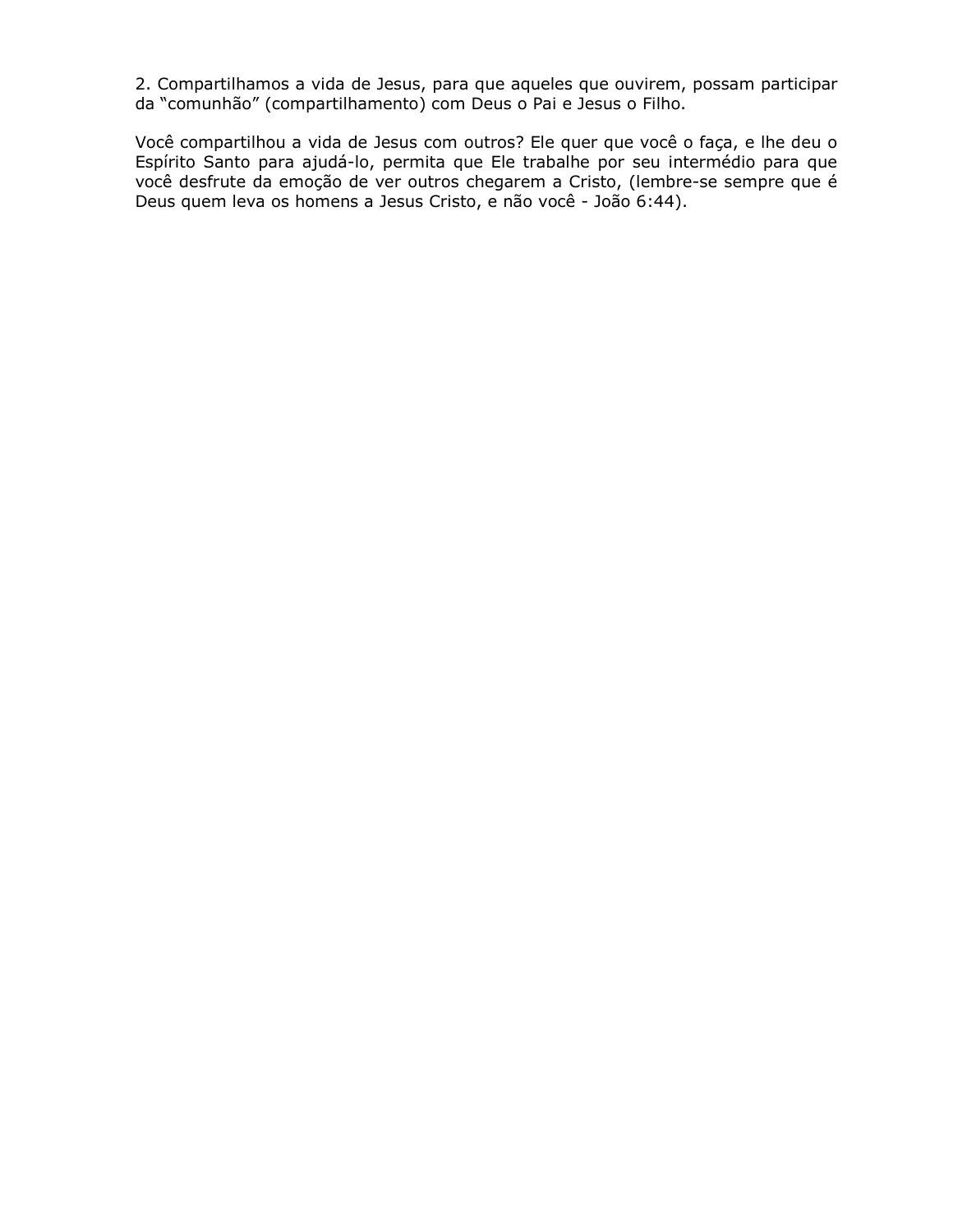2. Compartilhamos a vida de Jesus, para que aqueles que ouvirem, possam participar da “comunhão” (compartilhamento) com Deus o Pai e Jesus o Filho.

Você compartilhou a vida de Jesus com outros? Ele quer que você o faça, e lhe deu o Espírito Santo para ajudá-lo, permita que Ele trabalhe por seu intermédio para que você desfrute da emoção de ver outros chegarem a Cristo, (lembre-se sempre que é Deus quem leva os homens a Jesus Cristo, e não você - João 6:44).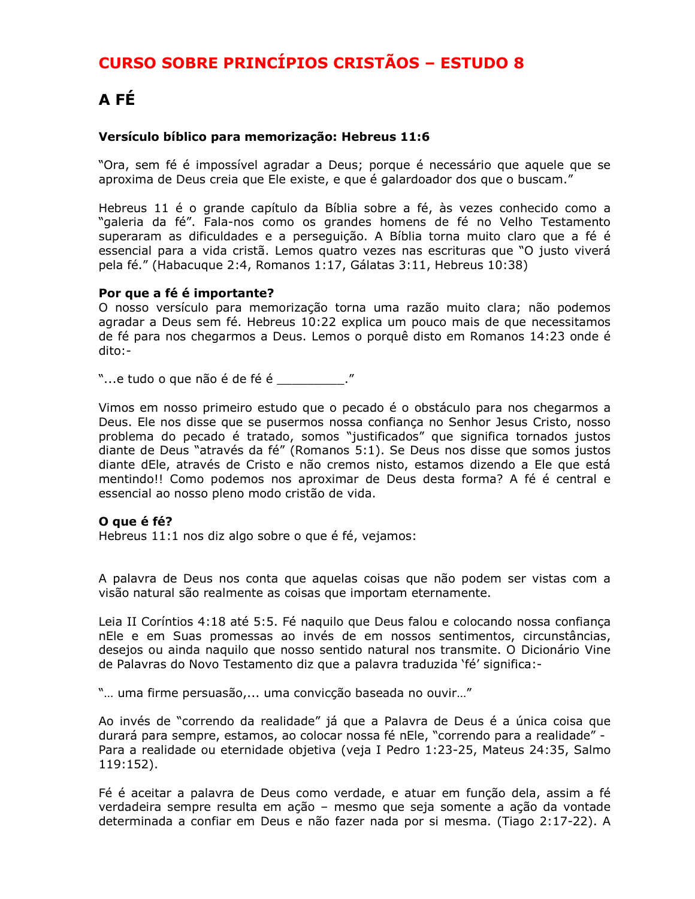# CURSO SOBRE PRINCÍPIOS CRISTÃOS – ESTUDO 8

## A FÉ

**Versículo bíblico para memorização: Hebreus 11:6**

"Ora, sem fé é impossível agradar a Deus; porque é necessário que aquele que se aproxima de Deus creia que Ele existe, e que é galardoador dos que o buscam."

Hebreus 11 é o grande capítulo da Bíblia sobre a fé, às vezes conhecido como a "galeria da fé". Fala-nos como os grandes homens de fé no Velho Testamento superaram as dificuldades e a perseguição. A Bíblia torna muito claro que a fé é essencial para a vida cristã. Lemos quatro vezes nas escrituras que "O justo viverá pela fé." (Habacuque 2:4, Romanos 1:17, Gálatas 3:11, Hebreus 10:38)

**Por que a fé é importante?**
O nosso versículo para memorização torna uma razão muito clara; não podemos agradar a Deus sem fé. Hebreus 10:22 explica um pouco mais de que necessitamos de fé para nos chegarmos a Deus. Lemos o porquê disto em Romanos 14:23 onde é dito:-

"...e tudo o que não é de fé é _________."

Vimos em nosso primeiro estudo que o pecado é o obstáculo para nos chegarmos a Deus. Ele nos disse que se pusermos nossa confiança no Senhor Jesus Cristo, nosso problema do pecado é tratado, somos "justificados" que significa tornados justos diante de Deus "através da fé" (Romanos 5:1). Se Deus nos disse que somos justos diante dEle, através de Cristo e não cremos nisto, estamos dizendo a Ele que está mentindo!! Como podemos nos aproximar de Deus desta forma? A fé é central e essencial ao nosso pleno modo cristão de vida.

**O que é fé?**
Hebreus 11:1 nos diz algo sobre o que é fé, vejamos:

A palavra de Deus nos conta que aquelas coisas que não podem ser vistas com a visão natural são realmente as coisas que importam eternamente.

Leia II Coríntios 4:18 até 5:5. Fé naquilo que Deus falou e colocando nossa confiança nEle e em Suas promessas ao invés de em nossos sentimentos, circunstâncias, desejos ou ainda naquilo que nosso sentido natural nos transmite. O Dicionário Vine de Palavras do Novo Testamento diz que a palavra traduzida 'fé' significa:-

"… uma firme persuasão,... uma convicção baseada no ouvir…"

Ao invés de "correndo da realidade" já que a Palavra de Deus é a única coisa que durará para sempre, estamos, ao colocar nossa fé nEle, "correndo para a realidade" - Para a realidade ou eternidade objetiva (veja I Pedro 1:23-25, Mateus 24:35, Salmo 119:152).

Fé é aceitar a palavra de Deus como verdade, e atuar em função dela, assim a fé verdadeira sempre resulta em ação – mesmo que seja somente a ação da vontade determinada a confiar em Deus e não fazer nada por si mesma. (Tiago 2:17-22). A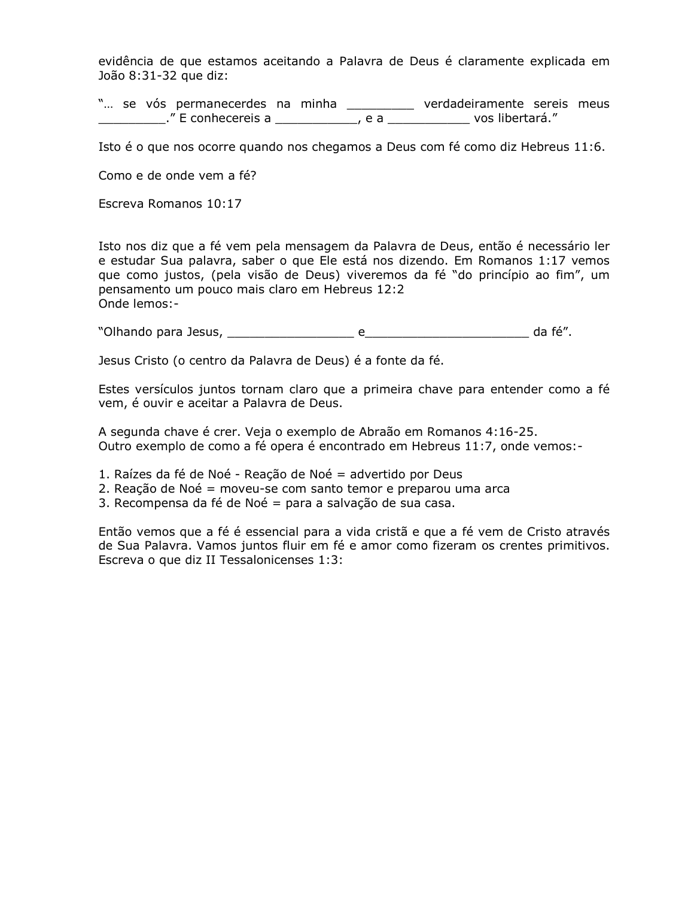evidência de que estamos aceitando a Palavra de Deus é claramente explicada em João 8:31-32 que diz:

"… se vós permanecerdes na minha _________ verdadeiramente sereis meus _________." E conhecereis a ___________, e a ___________ vos libertará."

Isto é o que nos ocorre quando nos chegamos a Deus com fé como diz Hebreus 11:6.

Como e de onde vem a fé?

Escreva Romanos 10:17

Isto nos diz que a fé vem pela mensagem da Palavra de Deus, então é necessário ler e estudar Sua palavra, saber o que Ele está nos dizendo. Em Romanos 1:17 vemos que como justos, (pela visão de Deus) viveremos da fé "do princípio ao fim", um pensamento um pouco mais claro em Hebreus 12:2
Onde lemos:-

"Olhando para Jesus, _________________ e______________________ da fé".

Jesus Cristo (o centro da Palavra de Deus) é a fonte da fé.

Estes versículos juntos tornam claro que a primeira chave para entender como a fé vem, é ouvir e aceitar a Palavra de Deus.

A segunda chave é crer. Veja o exemplo de Abraão em Romanos 4:16-25.
Outro exemplo de como a fé opera é encontrado em Hebreus 11:7, onde vemos:-

1. Raízes da fé de Noé - Reação de Noé = advertido por Deus
2. Reação de Noé = moveu-se com santo temor e preparou uma arca
3. Recompensa da fé de Noé = para a salvação de sua casa.

Então vemos que a fé é essencial para a vida cristã e que a fé vem de Cristo através de Sua Palavra. Vamos juntos fluir em fé e amor como fizeram os crentes primitivos. Escreva o que diz II Tessalonicenses 1:3: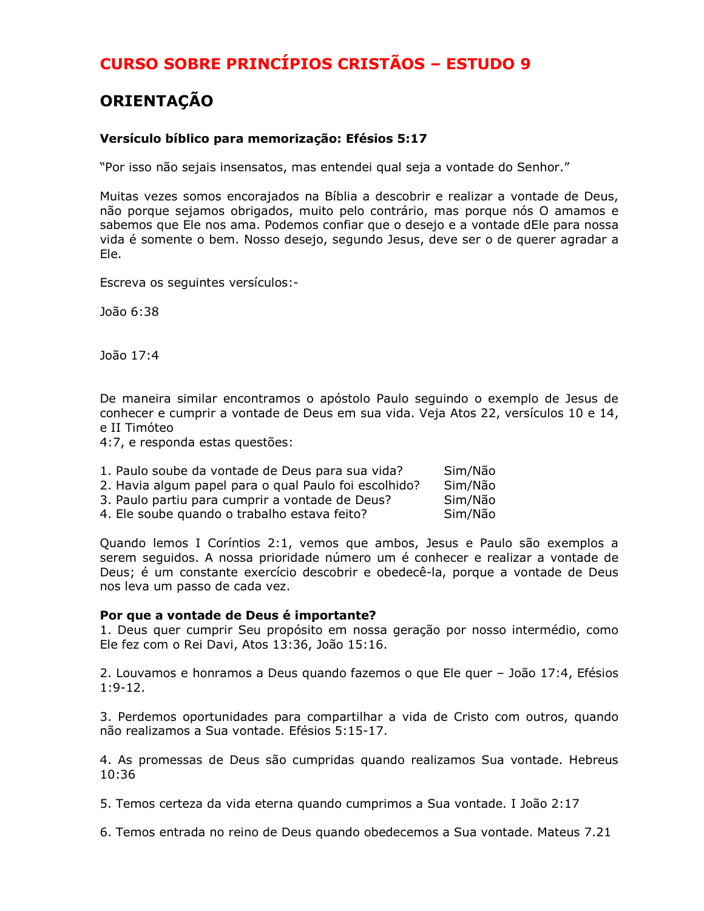# CURSO SOBRE PRINCÍPIOS CRISTÃOS – ESTUDO 9

## ORIENTAÇÃO

**Versículo bíblico para memorização: Efésios 5:17**

"Por isso não sejais insensatos, mas entendei qual seja a vontade do Senhor."

Muitas vezes somos encorajados na Bíblia a descobrir e realizar a vontade de Deus, não porque sejamos obrigados, muito pelo contrário, mas porque nós O amamos e sabemos que Ele nos ama. Podemos confiar que o desejo e a vontade dEle para nossa vida é somente o bem. Nosso desejo, segundo Jesus, deve ser o de querer agradar a Ele.

Escreva os seguintes versículos:-

João 6:38

João 17:4

De maneira similar encontramos o apóstolo Paulo seguindo o exemplo de Jesus de conhecer e cumprir a vontade de Deus em sua vida. Veja Atos 22, versículos 10 e 14, e II Timóteo
4:7, e responda estas questões:

1. Paulo soube da vontade de Deus para sua vida? Sim/Não
2. Havia algum papel para o qual Paulo foi escolhido? Sim/Não
3. Paulo partiu para cumprir a vontade de Deus? Sim/Não
4. Ele soube quando o trabalho estava feito? Sim/Não

Quando lemos I Coríntios 2:1, vemos que ambos, Jesus e Paulo são exemplos a serem seguidos. A nossa prioridade número um é conhecer e realizar a vontade de Deus; é um constante exercício descobrir e obedecê-la, porque a vontade de Deus nos leva um passo de cada vez.

**Por que a vontade de Deus é importante?**

1. Deus quer cumprir Seu propósito em nossa geração por nosso intermédio, como Ele fez com o Rei Davi, Atos 13:36, João 15:16.

2. Louvamos e honramos a Deus quando fazemos o que Ele quer – João 17:4, Efésios 1:9-12.

3. Perdemos oportunidades para compartilhar a vida de Cristo com outros, quando não realizamos a Sua vontade. Efésios 5:15-17.

4. As promessas de Deus são cumpridas quando realizamos Sua vontade. Hebreus 10:36

5. Temos certeza da vida eterna quando cumprimos a Sua vontade. I João 2:17

6. Temos entrada no reino de Deus quando obedecemos a Sua vontade. Mateus 7.21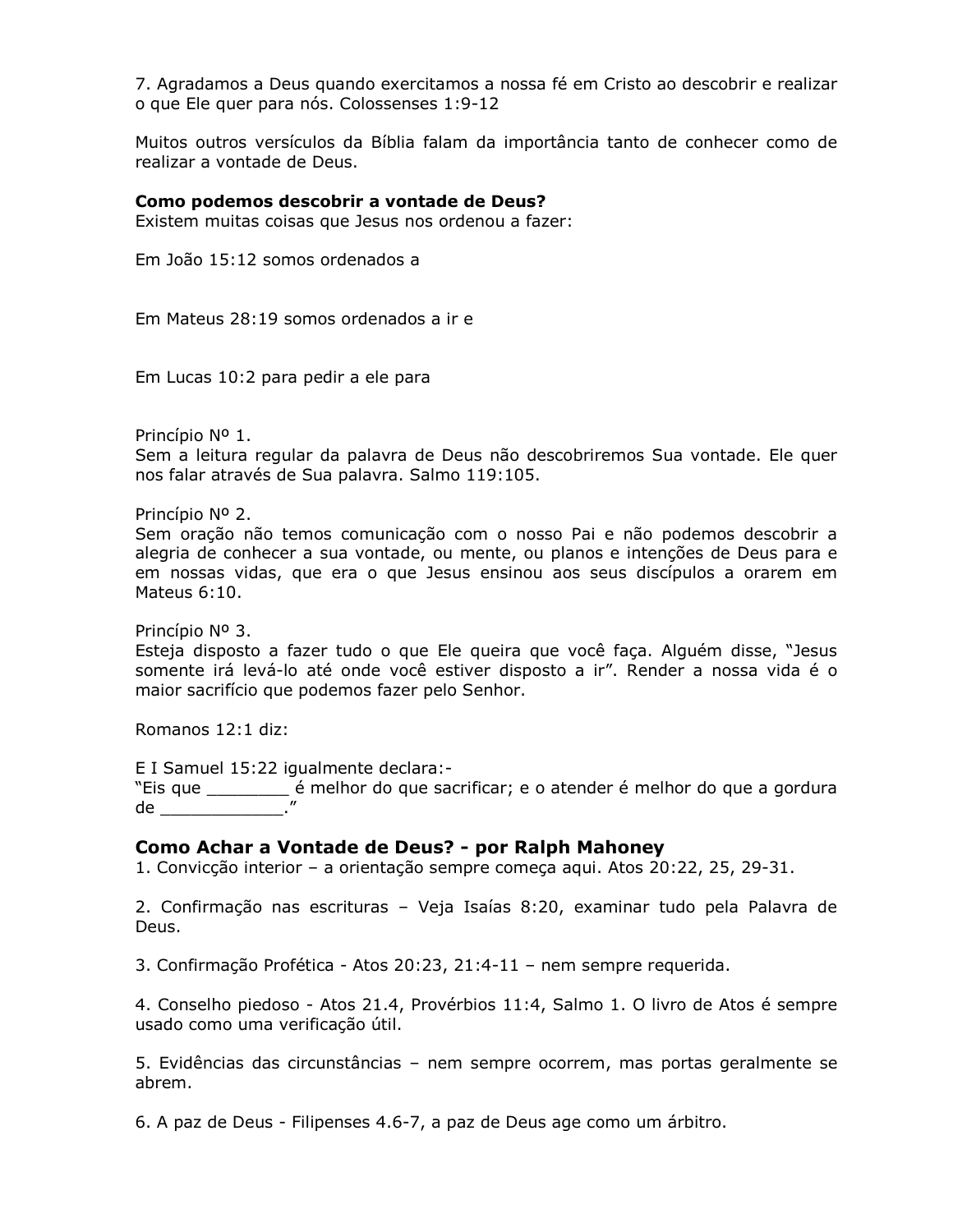7. Agradamos a Deus quando exercitamos a nossa fé em Cristo ao descobrir e realizar o que Ele quer para nós. Colossenses 1:9-12

Muitos outros versículos da Bíblia falam da importância tanto de conhecer como de realizar a vontade de Deus.

**Como podemos descobrir a vontade de Deus?**
Existem muitas coisas que Jesus nos ordenou a fazer:

Em João 15:12 somos ordenados a

Em Mateus 28:19 somos ordenados a ir e

Em Lucas 10:2 para pedir a ele para

Princípio Nº 1.
Sem a leitura regular da palavra de Deus não descobriremos Sua vontade. Ele quer nos falar através de Sua palavra. Salmo 119:105.

Princípio Nº 2.
Sem oração não temos comunicação com o nosso Pai e não podemos descobrir a alegria de conhecer a sua vontade, ou mente, ou planos e intenções de Deus para e em nossas vidas, que era o que Jesus ensinou aos seus discípulos a orarem em Mateus 6:10.

Princípio Nº 3.
Esteja disposto a fazer tudo o que Ele queira que você faça. Alguém disse, "Jesus somente irá levá-lo até onde você estiver disposto a ir". Render a nossa vida é o maior sacrifício que podemos fazer pelo Senhor.

Romanos 12:1 diz:

E I Samuel 15:22 igualmente declara:-
"Eis que ________ é melhor do que sacrificar; e o atender é melhor do que a gordura de ____________."

## Como Achar a Vontade de Deus? - por Ralph Mahoney

1. Convicção interior – a orientação sempre começa aqui. Atos 20:22, 25, 29-31.

2. Confirmação nas escrituras – Veja Isaías 8:20, examinar tudo pela Palavra de Deus.

3. Confirmação Profética - Atos 20:23, 21:4-11 – nem sempre requerida.

4. Conselho piedoso - Atos 21.4, Provérbios 11:4, Salmo 1. O livro de Atos é sempre usado como uma verificação útil.

5. Evidências das circunstâncias – nem sempre ocorrem, mas portas geralmente se abrem.

6. A paz de Deus - Filipenses 4.6-7, a paz de Deus age como um árbitro.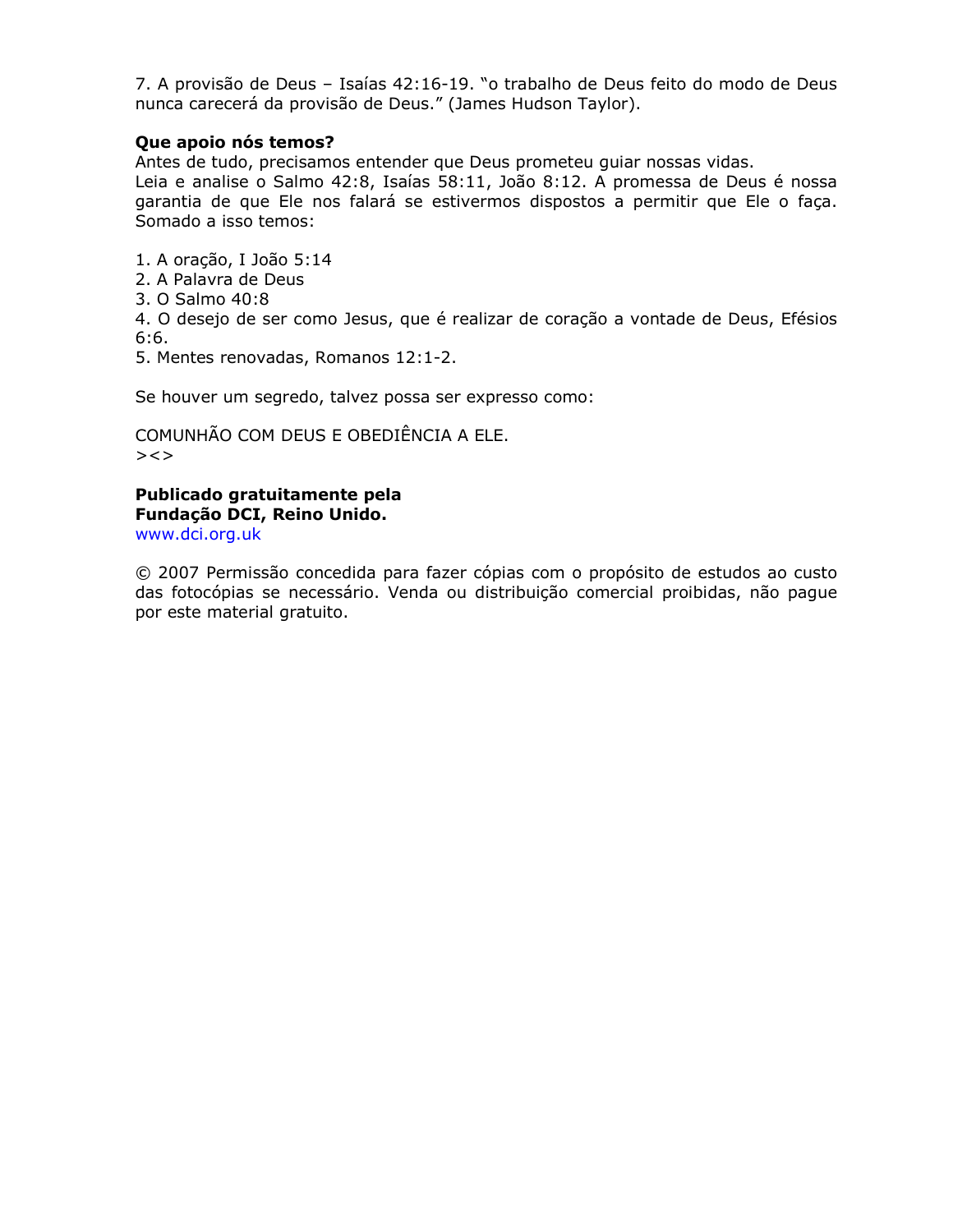7. A provisão de Deus – Isaías 42:16-19. "o trabalho de Deus feito do modo de Deus nunca carecerá da provisão de Deus." (James Hudson Taylor).

**Que apoio nós temos?**
Antes de tudo, precisamos entender que Deus prometeu guiar nossas vidas.
Leia e analise o Salmo 42:8, Isaías 58:11, João 8:12. A promessa de Deus é nossa garantia de que Ele nos falará se estivermos dispostos a permitir que Ele o faça. Somado a isso temos:

1. A oração, I João 5:14
2. A Palavra de Deus
3. O Salmo 40:8
4. O desejo de ser como Jesus, que é realizar de coração a vontade de Deus, Efésios 6:6.
5. Mentes renovadas, Romanos 12:1-2.

Se houver um segredo, talvez possa ser expresso como:

COMUNHÃO COM DEUS E OBEDIÊNCIA A ELE.
><>

**Publicado gratuitamente pela**
**Fundação DCI, Reino Unido.**
www.dci.org.uk

© 2007 Permissão concedida para fazer cópias com o propósito de estudos ao custo das fotocópias se necessário. Venda ou distribuição comercial proibidas, não pague por este material gratuito.